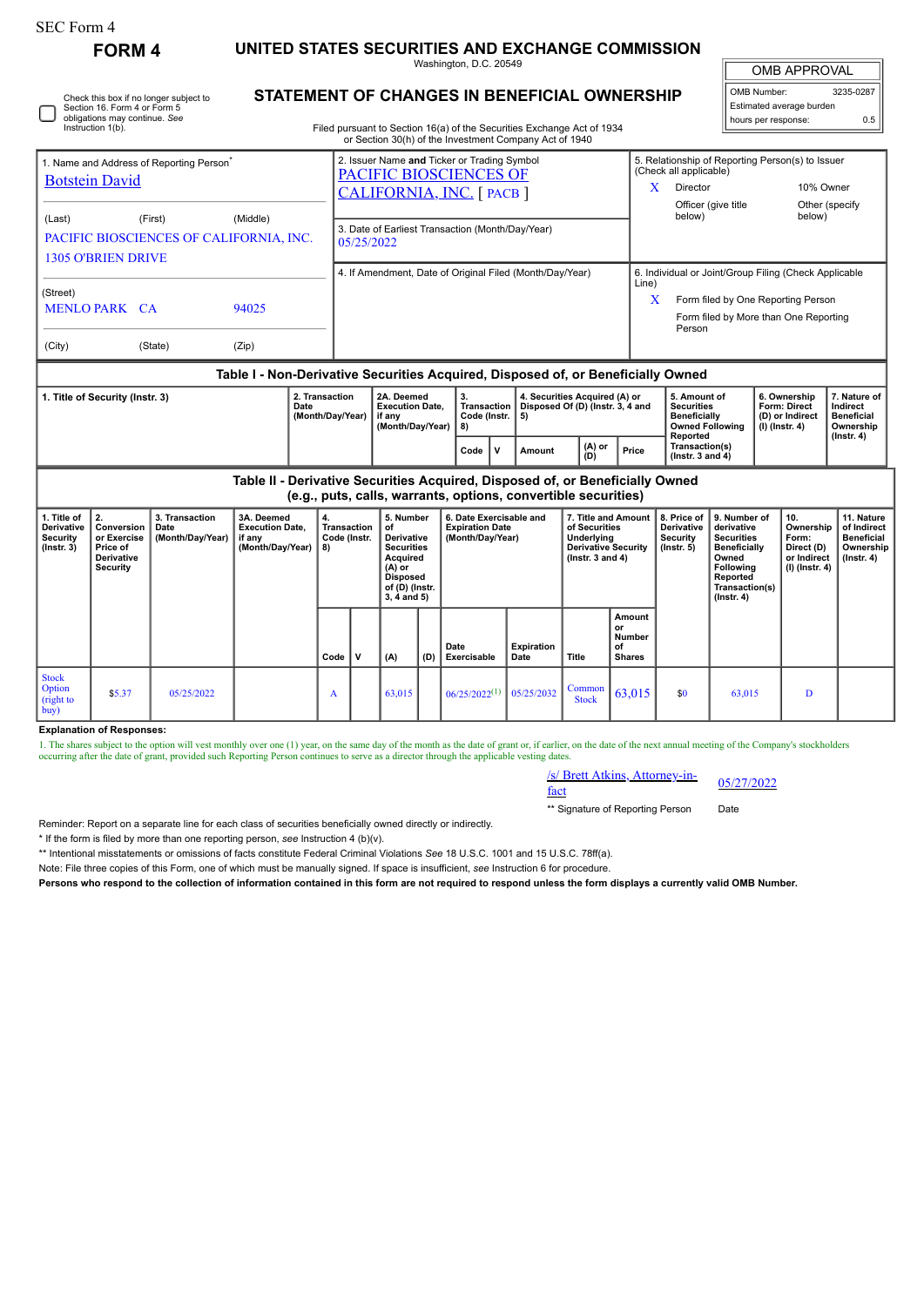SEC Form 4

# FORM 4

## UNITED STATES SECURITIES AND EXCHANGE COMMISSION

Washington, D.C. 20549

## STATEMENT OF CHANGES IN BENEFICIAL OWNERSHIP

Filed pursuant to Section 16(a) of the Securities Exchange Act of 1934 or Section 30(h) of the Investment Company Act of 1940

| OMB APPROVAL | |
|---|---|
| OMB Number: | 3235-0287 |
| Estimated average burden | |
| hours per response: | 0.5 |

☐ Check this box if no longer subject to Section 16. Form 4 or Form 5 obligations may continue. *See* Instruction 1(b).

| 1. Name and Address of Reporting Person* | 2. Issuer Name and Ticker or Trading Symbol | 5. Relationship of Reporting Person(s) to Issuer (Check all applicable) |
|---|---|---|
| Botstein David | PACIFIC BIOSCIENCES OF CALIFORNIA, INC. [ PACB ] | X Director / 10% Owner / Officer (give title below) / Other (specify below) |
| (Last) (First) (Middle) PACIFIC BIOSCIENCES OF CALIFORNIA, INC. 1305 O'BRIEN DRIVE | 3. Date of Earliest Transaction (Month/Day/Year) 05/25/2022 | |
| (Street) MENLO PARK CA 94025 | 4. If Amendment, Date of Original Filed (Month/Day/Year) | 6. Individual or Joint/Group Filing (Check Applicable Line) X Form filed by One Reporting Person / Form filed by More than One Reporting Person |
| (City) (State) (Zip) | | |

### Table I - Non-Derivative Securities Acquired, Disposed of, or Beneficially Owned

| 1. Title of Security (Instr. 3) | 2. Transaction Date (Month/Day/Year) | 2A. Deemed Execution Date, if any (Month/Day/Year) | 3. Transaction Code (Instr. 8) | | 4. Securities Acquired (A) or Disposed Of (D) (Instr. 3, 4 and 5) | | | 5. Amount of Securities Beneficially Owned Following Reported Transaction(s) (Instr. 3 and 4) | 6. Ownership Form: Direct (D) or Indirect (I) (Instr. 4) | 7. Nature of Indirect Beneficial Ownership (Instr. 4) |
|---|---|---|---|---|---|---|---|---|---|---|
| | | | Code | V | Amount | (A) or (D) | Price | | | |

### Table II - Derivative Securities Acquired, Disposed of, or Beneficially Owned (e.g., puts, calls, warrants, options, convertible securities)

| 1. Title of Derivative Security (Instr. 3) | 2. Conversion or Exercise Price of Derivative Security | 3. Transaction Date (Month/Day/Year) | 3A. Deemed Execution Date, if any (Month/Day/Year) | 4. Transaction Code (Instr. 8) | | 5. Number of Derivative Securities Acquired (A) or Disposed of (D) (Instr. 3, 4 and 5) | | 6. Date Exercisable and Expiration Date (Month/Day/Year) | | 7. Title and Amount of Securities Underlying Derivative Security (Instr. 3 and 4) | | 8. Price of Derivative Security (Instr. 5) | 9. Number of derivative Securities Beneficially Owned Following Reported Transaction(s) (Instr. 4) | 10. Ownership Form: Direct (D) or Indirect (I) (Instr. 4) | 11. Nature of Indirect Beneficial Ownership (Instr. 4) |
|---|---|---|---|---|---|---|---|---|---|---|---|---|---|---|---|
| | | | | Code | V | (A) | (D) | Date Exercisable | Expiration Date | Title | Amount or Number of Shares | | | | |
| Stock Option (right to buy) | $5.37 | 05/25/2022 | | A | | 63,015 | | 06/25/2022[(1)] | 05/25/2032 | Common Stock | 63,015 | $0 | 63,015 | D | |

**Explanation of Responses:**

1. The shares subject to the option will vest monthly over one (1) year, on the same day of the month as the date of grant or, if earlier, on the date of the next annual meeting of the Company's stockholders occurring after the date of grant, provided such Reporting Person continues to serve as a director through the applicable vesting dates.

/s/ Brett Atkins, Attorney-in-fact 05/27/2022

** Signature of Reporting Person Date

Reminder: Report on a separate line for each class of securities beneficially owned directly or indirectly.

* If the form is filed by more than one reporting person, *see* Instruction 4 (b)(v).

** Intentional misstatements or omissions of facts constitute Federal Criminal Violations *See* 18 U.S.C. 1001 and 15 U.S.C. 78ff(a).

Note: File three copies of this Form, one of which must be manually signed. If space is insufficient, *see* Instruction 6 for procedure.

**Persons who respond to the collection of information contained in this form are not required to respond unless the form displays a currently valid OMB Number.**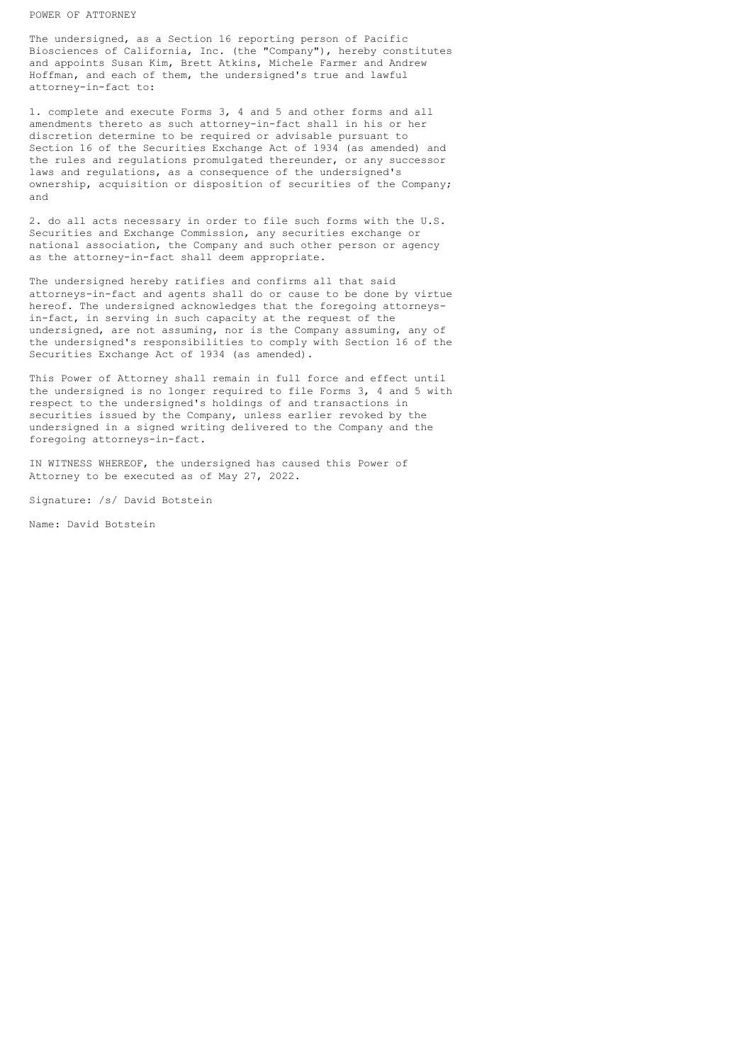# POWER OF ATTORNEY

The undersigned, as a Section 16 reporting person of Pacific Biosciences of California, Inc. (the "Company"), hereby constitutes and appoints Susan Kim, Brett Atkins, Michele Farmer and Andrew Hoffman, and each of them, the undersigned's true and lawful attorney-in-fact to:

1. complete and execute Forms 3, 4 and 5 and other forms and all amendments thereto as such attorney-in-fact shall in his or her discretion determine to be required or advisable pursuant to Section 16 of the Securities Exchange Act of 1934 (as amended) and the rules and regulations promulgated thereunder, or any successor laws and regulations, as a consequence of the undersigned's ownership, acquisition or disposition of securities of the Company; and

2. do all acts necessary in order to file such forms with the U.S. Securities and Exchange Commission, any securities exchange or national association, the Company and such other person or agency as the attorney-in-fact shall deem appropriate.

The undersigned hereby ratifies and confirms all that said attorneys-in-fact and agents shall do or cause to be done by virtue hereof. The undersigned acknowledges that the foregoing attorneys-in-fact, in serving in such capacity at the request of the undersigned, are not assuming, nor is the Company assuming, any of the undersigned's responsibilities to comply with Section 16 of the Securities Exchange Act of 1934 (as amended).

This Power of Attorney shall remain in full force and effect until the undersigned is no longer required to file Forms 3, 4 and 5 with respect to the undersigned's holdings of and transactions in securities issued by the Company, unless earlier revoked by the undersigned in a signed writing delivered to the Company and the foregoing attorneys-in-fact.

IN WITNESS WHEREOF, the undersigned has caused this Power of Attorney to be executed as of May 27, 2022.

Signature: /s/ David Botstein

Name: David Botstein